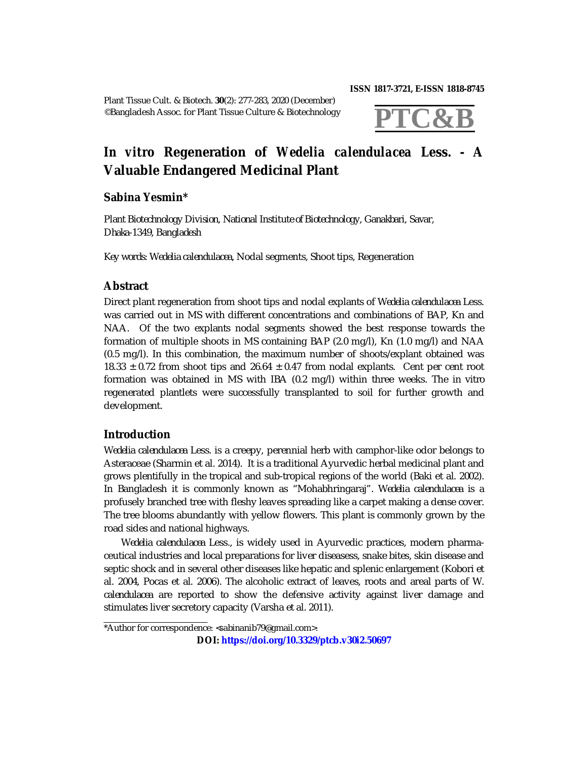# *In vitro* Regeneration of *Wedelia calendulacea* Less. - A Valuable Endangered Medicinal Plant

**Sabina Yesmin***

Plant Biotechnology Division, National Institute of Biotechnology, Ganakbari, Savar, Dhaka-1349, Bangladesh

*Key words*: *Wedelia calendulacea*, Nodal segments, Shoot tips, Regeneration

## Abstract

Direct plant regeneration from shoot tips and nodal explants of *Wedelia calendulacea* Less. was carried out in MS with different concentrations and combinations of BAP, Kn and NAA. Of the two explants nodal segments showed the best response towards the formation of multiple shoots in MS containing BAP (2.0 mg/l), Kn (1.0 mg/l) and NAA (0.5 mg/l). In this combination, the maximum number of shoots/explant obtained was $18.33 \pm 0.72$ from shoot tips and $26.64 \pm 0.47$ from nodal explants. Cent per cent root formation was obtained in MS with IBA (0.2 mg/l) within three weeks. The in vitro regenerated plantlets were successfully transplanted to soil for further growth and development.

## Introduction

*Wedelia calendulacea* Less. is a creepy, perennial herb with camphor-like odor belongs to Asteraceae (Sharmin et al. 2014). It is a traditional Ayurvedic herbal medicinal plant and grows plentifully in the tropical and sub-tropical regions of the world (Baki et al. 2002). In Bangladesh it is commonly known as "Mohabhringaraj". *Wedelia calendulacea* is a profusely branched tree with fleshy leaves spreading like a carpet making a dense cover. The tree blooms abundantly with yellow flowers. This plant is commonly grown by the road sides and national highways.

*Wedelia calendulacea* Less., is widely used in Ayurvedic practices, modern pharmaceutical industries and local preparations for liver diseasess, snake bites, skin disease and septic shock and in several other diseases like hepatic and splenic enlargement (Kobori et al. 2004, Pocas et al. 2006). The alcoholic extract of leaves, roots and areal parts of *W. calendulacea* are reported to show the defensive activity against liver damage and stimulates liver secretory capacity (Varsha et al. 2011).

*Author for correspondence: <sabinanib79@gmail.com>.

**DOI: https://doi.org/10.3329/ptcb.v30i2.50697**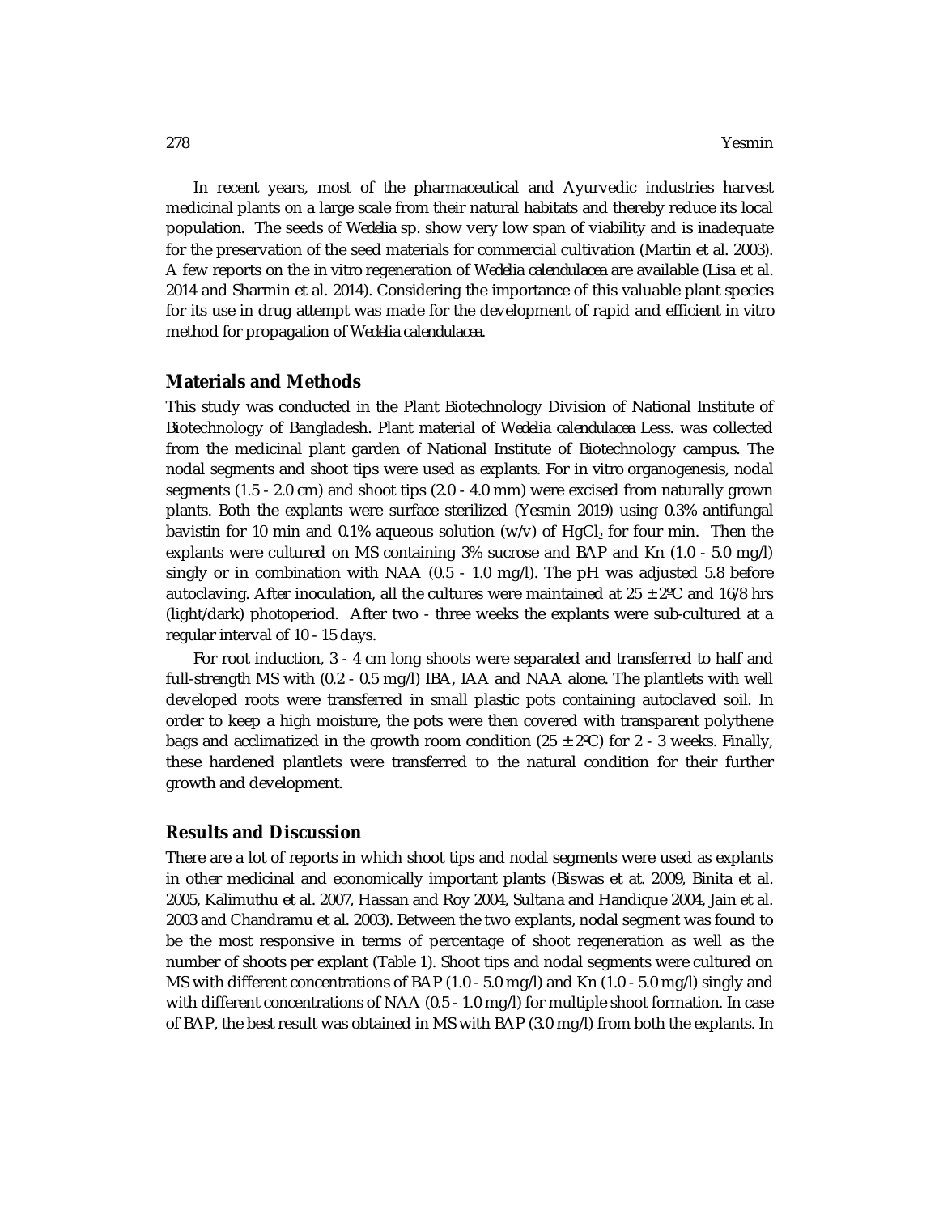In recent years, most of the pharmaceutical and Ayurvedic industries harvest medicinal plants on a large scale from their natural habitats and thereby reduce its local population. The seeds of *Wedelia* sp. show very low span of viability and is inadequate for the preservation of the seed materials for commercial cultivation (Martin et al. 2003). A few reports on the in vitro regeneration of *Wedelia calendulacea* are available (Lisa et al. 2014 and Sharmin et al. 2014). Considering the importance of this valuable plant species for its use in drug attempt was made for the development of rapid and efficient in vitro method for propagation of *Wedelia calendulacea*.

## Materials and Methods

This study was conducted in the Plant Biotechnology Division of National Institute of Biotechnology of Bangladesh. Plant material of *Wedelia calendulacea* Less. was collected from the medicinal plant garden of National Institute of Biotechnology campus. The nodal segments and shoot tips were used as explants. For in vitro organogenesis, nodal segments (1.5 - 2.0 cm) and shoot tips (2.0 - 4.0 mm) were excised from naturally grown plants. Both the explants were surface sterilized (Yesmin 2019) using 0.3% antifungal bavistin for 10 min and 0.1% aqueous solution (w/v) of $HgCl_2$ for four min. Then the explants were cultured on MS containing 3% sucrose and BAP and Kn (1.0 - 5.0 mg/l) singly or in combination with NAA (0.5 - 1.0 mg/l). The pH was adjusted 5.8 before autoclaving. After inoculation, all the cultures were maintained at 25 ± 2ºC and 16/8 hrs (light/dark) photoperiod. After two - three weeks the explants were sub-cultured at a regular interval of 10 - 15 days.

For root induction, 3 - 4 cm long shoots were separated and transferred to half and full-strength MS with (0.2 - 0.5 mg/l) IBA, IAA and NAA alone. The plantlets with well developed roots were transferred in small plastic pots containing autoclaved soil. In order to keep a high moisture, the pots were then covered with transparent polythene bags and acclimatized in the growth room condition (25 ± 2ºC) for 2 - 3 weeks. Finally, these hardened plantlets were transferred to the natural condition for their further growth and development.

## Results and Discussion

There are a lot of reports in which shoot tips and nodal segments were used as explants in other medicinal and economically important plants (Biswas et at. 2009, Binita et al. 2005, Kalimuthu et al. 2007, Hassan and Roy 2004, Sultana and Handique 2004, Jain et al. 2003 and Chandramu et al. 2003). Between the two explants, nodal segment was found to be the most responsive in terms of percentage of shoot regeneration as well as the number of shoots per explant (Table 1). Shoot tips and nodal segments were cultured on MS with different concentrations of BAP (1.0 - 5.0 mg/l) and Kn (1.0 - 5.0 mg/l) singly and with different concentrations of NAA (0.5 - 1.0 mg/l) for multiple shoot formation. In case of BAP, the best result was obtained in MS with BAP (3.0 mg/l) from both the explants. In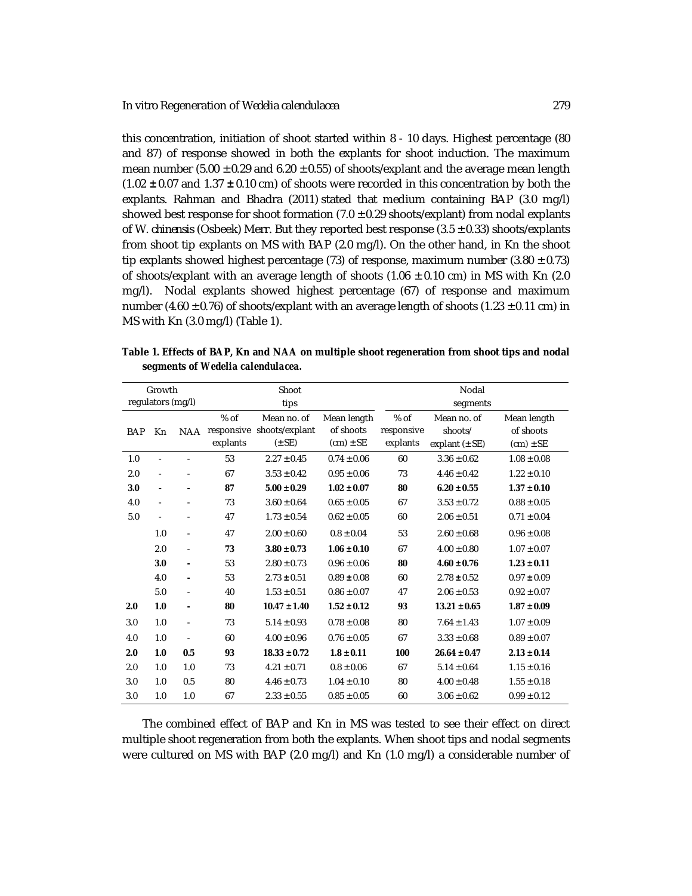this concentration, initiation of shoot started within 8 - 10 days. Highest percentage (80 and 87) of response showed in both the explants for shoot induction. The maximum mean number (5.00 ± 0.29 and 6.20 ± 0.55) of shoots/explant and the average mean length (1.02 **±** 0.07 and 1.37 **±** 0.10 cm) of shoots were recorded in this concentration by both the explants. Rahman and Bhadra (2011) stated that medium containing BAP (3.0 mg/l) showed best response for shoot formation (7.0 ± 0.29 shoots/explant) from nodal explants of W. *chinensis* (Osbeek) Merr. But they reported best response (3.5 ± 0.33) shoots/explants from shoot tip explants on MS with BAP (2.0 mg/l). On the other hand, in Kn the shoot tip explants showed highest percentage (73) of response, maximum number (3.80 ± 0.73) of shoots/explant with an average length of shoots (1.06 ± 0.10 cm) in MS with Kn (2.0 mg/l). Nodal explants showed highest percentage (67) of response and maximum number (4.60 ± 0.76) of shoots/explant with an average length of shoots (1.23 ± 0.11 cm) in MS with Kn (3.0 mg/l) (Table 1).

**Table 1. Effects of BAP, Kn and NAA on multiple shoot regeneration from shoot tips and nodal segments of *Wedelia calendulacea*.**

| Growth regulators (mg/l) | | | Shoot tips | | | Nodal segments | | |
|---|---|---|---|---|---|---|---|---|
| BAP | Kn | NAA | % of responsive explants | Mean no. of shoots/explant (±SE) | Mean length of shoots (cm) ± SE | % of responsive explants | Mean no. of shoots/ explant (±SE) | Mean length of shoots (cm) ± SE |
| 1.0 | - | - | 53 | 2.27 ± 0.45 | 0.74 ± 0.06 | 60 | 3.36 ± 0.62 | 1.08 ± 0.08 |
| 2.0 | - | - | 67 | 3.53 ± 0.42 | 0.95 ± 0.06 | 73 | 4.46 ± 0.42 | 1.22 ± 0.10 |
| **3.0** | **-** | **-** | **87** | **5.00 ± 0.29** | **1.02 ± 0.07** | **80** | **6.20 ± 0.55** | **1.37 ± 0.10** |
| 4.0 | - | - | 73 | 3.60 ± 0.64 | 0.65 ± 0.05 | 67 | 3.53 ± 0.72 | 0.88 ± 0.05 |
| 5.0 | - | - | 47 | 1.73 ± 0.54 | 0.62 ± 0.05 | 60 | 2.06 ± 0.51 | 0.71 ± 0.04 |
| | 1.0 | - | 47 | 2.00 ± 0.60 | 0.8 ± 0.04 | 53 | 2.60 ± 0.68 | 0.96 ± 0.08 |
| | 2.0 | - | **73** | **3.80 ± 0.73** | **1.06 ± 0.10** | 67 | 4.00 ± 0.80 | 1.07 ± 0.07 |
| | **3.0** | **-** | 53 | 2.80 ± 0.73 | 0.96 ± 0.06 | **80** | **4.60 ± 0.76** | **1.23 ± 0.11** |
| | 4.0 | **-** | 53 | 2.73 ± 0.51 | 0.89 ± 0.08 | 60 | 2.78 ± 0.52 | 0.97 ± 0.09 |
| | 5.0 | - | 40 | 1.53 ± 0.51 | 0.86 ± 0.07 | 47 | 2.06 ± 0.53 | 0.92 ± 0.07 |
| **2.0** | **1.0** | **-** | **80** | **10.47 ± 1.40** | **1.52 ± 0.12** | **93** | **13.21 ± 0.65** | **1.87 ± 0.09** |
| 3.0 | 1.0 | - | 73 | 5.14 ± 0.93 | 0.78 ± 0.08 | 80 | 7.64 ± 1.43 | 1.07 ± 0.09 |
| 4.0 | 1.0 | - | 60 | 4.00 ± 0.96 | 0.76 ± 0.05 | 67 | 3.33 ± 0.68 | 0.89 ± 0.07 |
| **2.0** | **1.0** | **0.5** | **93** | **18.33 ± 0.72** | **1.8 ± 0.11** | **100** | **26.64 ± 0.47** | **2.13 ± 0.14** |
| 2.0 | 1.0 | 1.0 | 73 | 4.21 ± 0.71 | 0.8 ± 0.06 | 67 | 5.14 ± 0.64 | 1.15 ± 0.16 |
| 3.0 | 1.0 | 0.5 | 80 | 4.46 ± 0.73 | 1.04 ± 0.10 | 80 | 4.00 ± 0.48 | 1.55 ± 0.18 |
| 3.0 | 1.0 | 1.0 | 67 | 2.33 ± 0.55 | 0.85 ± 0.05 | 60 | 3.06 ± 0.62 | 0.99 ± 0.12 |

The combined effect of BAP and Kn in MS was tested to see their effect on direct multiple shoot regeneration from both the explants. When shoot tips and nodal segments were cultured on MS with BAP (2.0 mg/l) and Kn (1.0 mg/l) a considerable number of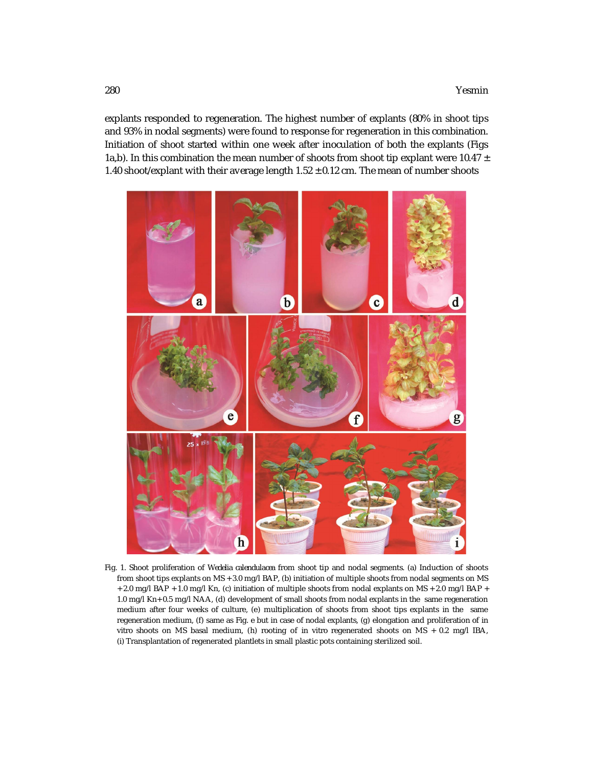explants responded to regeneration. The highest number of explants (80% in shoot tips and 93% in nodal segments) were found to response for regeneration in this combination. Initiation of shoot started within one week after inoculation of both the explants (Figs 1a,b). In this combination the mean number of shoots from shoot tip explant were 10.47 ± 1.40 shoot/explant with their average length 1.52 ± 0.12 cm. The mean of number shoots

Fig. 1. Shoot proliferation of *Wedelia calendulacea* from shoot tip and nodal segments. (a) Induction of shoots from shoot tips explants on MS + 3.0 mg/l BAP, (b) initiation of multiple shoots from nodal segments on MS + 2.0 mg/l BAP + 1.0 mg/l Kn, (c) initiation of multiple shoots from nodal explants on MS + 2.0 mg/l BAP + 1.0 mg/l Kn+0.5 mg/l NAA, (d) development of small shoots from nodal explants in the same regeneration medium after four weeks of culture, (e) multiplication of shoots from shoot tips explants in the same regeneration medium, (f) same as Fig. e but in case of nodal explants, (g) elongation and proliferation of in vitro shoots on MS basal medium, (h) rooting of in vitro regenerated shoots on MS + 0.2 mg/l IBA, (i) Transplantation of regenerated plantlets in small plastic pots containing sterilized soil.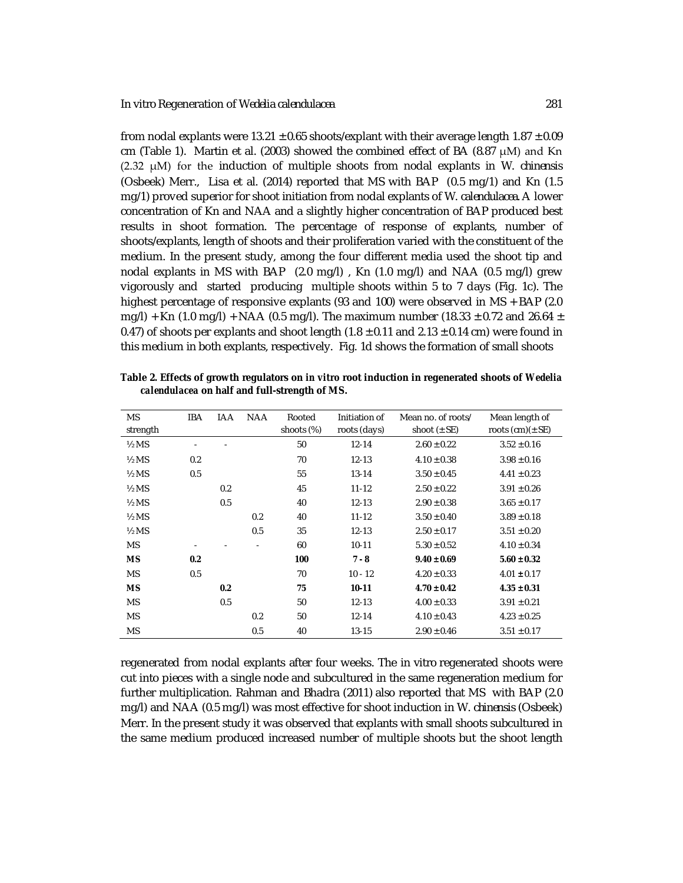from nodal explants were 13.21 ± 0.65 shoots/explant with their average length 1.87 ± 0.09 cm (Table 1). Martin et al. (2003) showed the combined effect of BA (8.87 μM) and Kn (2.32 μM) for the induction of multiple shoots from nodal explants in *W. chinensis* (Osbeek) Merr., Lisa et al. (2014) reported that MS with BAP (0.5 mg/1) and Kn (1.5 mg/1) proved superior for shoot initiation from nodal explants of *W. calendulacea*. A lower concentration of Kn and NAA and a slightly higher concentration of BAP produced best results in shoot formation. The percentage of response of explants, number of shoots/explants, length of shoots and their proliferation varied with the constituent of the medium. In the present study, among the four different media used the shoot tip and nodal explants in MS with BAP (2.0 mg/l) , Kn (1.0 mg/l) and NAA (0.5 mg/l) grew vigorously and started producing multiple shoots within 5 to 7 days (Fig. 1c). The highest percentage of responsive explants (93 and 100) were observed in MS + BAP (2.0 mg/l) + Kn (1.0 mg/l) + NAA (0.5 mg/l). The maximum number (18.33 ± 0.72 and 26.64 ± 0.47) of shoots per explants and shoot length (1.8 ± 0.11 and 2.13 ± 0.14 cm) were found in this medium in both explants, respectively. Fig. 1d shows the formation of small shoots

**Table 2. Effects of growth regulators on *in vitro* root induction in regenerated shoots of *Wedelia calendulacea* on half and full-strength of MS.**

| MS strength | IBA | IAA | NAA | Rooted shoots (%) | Initiation of roots (days) | Mean no. of roots/ shoot (± SE) | Mean length of roots (cm)(± SE) |
|---|---|---|---|---|---|---|---|
| ½ MS | - | - | | 50 | 12-14 | 2.60 ± 0.22 | 3.52 ± 0.16 |
| ½ MS | 0.2 | | | 70 | 12-13 | 4.10 ± 0.38 | 3.98 ± 0.16 |
| ½ MS | 0.5 | | | 55 | 13-14 | 3.50 ± 0.45 | 4.41 ± 0.23 |
| ½ MS | | 0.2 | | 45 | 11-12 | 2.50 ± 0.22 | 3.91 ± 0.26 |
| ½ MS | | 0.5 | | 40 | 12-13 | 2.90 ± 0.38 | 3.65 ± 0.17 |
| ½ MS | | | 0.2 | 40 | 11-12 | 3.50 ± 0.40 | 3.89 ± 0.18 |
| ½ MS | | | 0.5 | 35 | 12-13 | 2.50 ± 0.17 | 3.51 ± 0.20 |
| MS | - | - | - | 60 | 10-11 | 5.30 ± 0.52 | 4.10 ± 0.34 |
| **MS** | **0.2** | | | **100** | **7 - 8** | **9.40 ± 0.69** | **5.60 ± 0.32** |
| MS | 0.5 | | | 70 | 10 - 12 | 4.20 ± 0.33 | 4.01 ± 0.17 |
| **MS** | | **0.2** | | **75** | **10-11** | **4.70 ± 0.42** | **4.35 ± 0.31** |
| MS | | 0.5 | | 50 | 12-13 | 4.00 ± 0.33 | 3.91 ± 0.21 |
| MS | | | 0.2 | 50 | 12-14 | 4.10 ± 0.43 | 4.23 ± 0.25 |
| MS | | | 0.5 | 40 | 13-15 | 2.90 ± 0.46 | 3.51 ± 0.17 |

regenerated from nodal explants after four weeks. The in vitro regenerated shoots were cut into pieces with a single node and subcultured in the same regeneration medium for further multiplication. Rahman and Bhadra (2011) also reported that MS with BAP (2.0 mg/l) and NAA (0.5 mg/l) was most effective for shoot induction in *W. chinensis* (Osbeek) Merr. In the present study it was observed that explants with small shoots subcultured in the same medium produced increased number of multiple shoots but the shoot length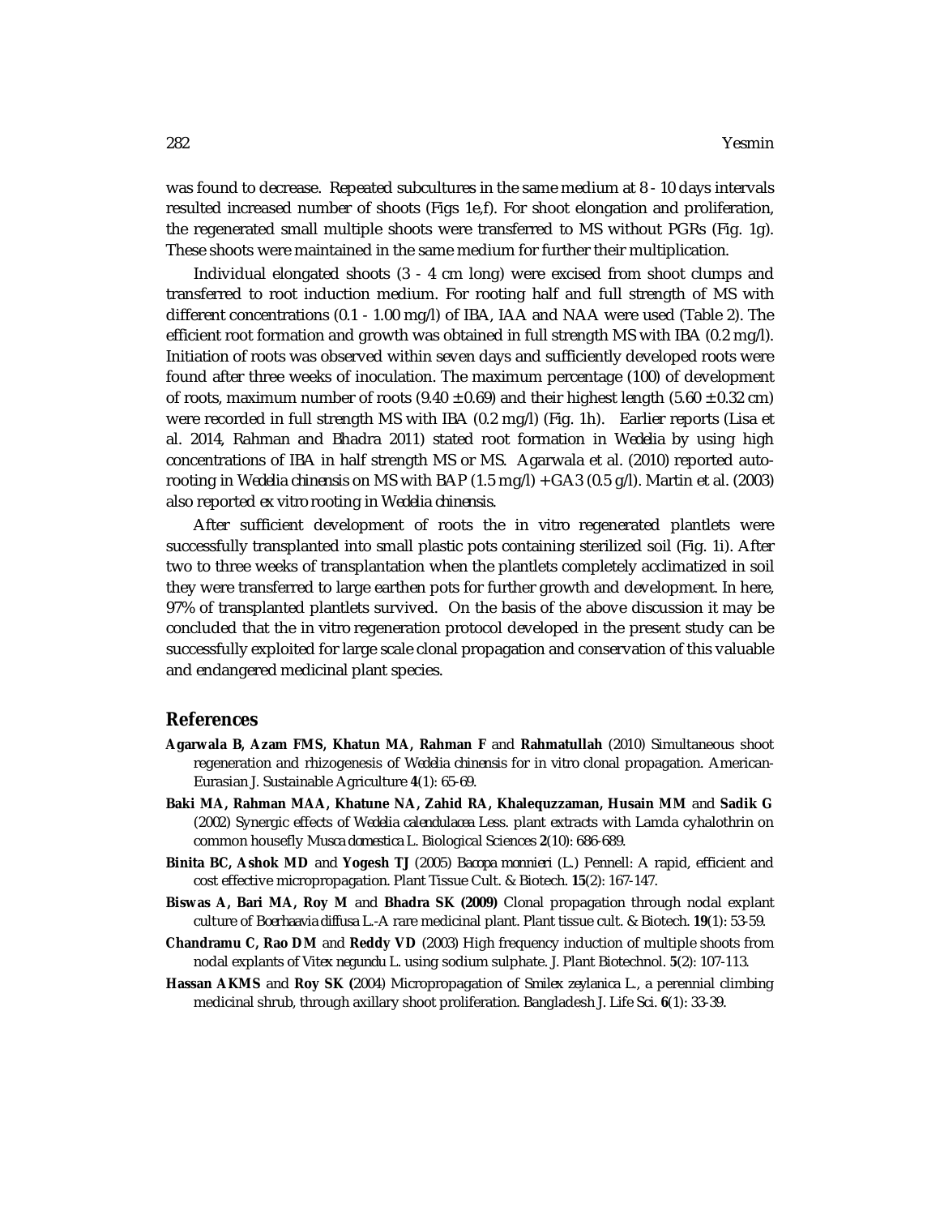was found to decrease. Repeated subcultures in the same medium at 8 - 10 days intervals resulted increased number of shoots (Figs 1e,f). For shoot elongation and proliferation, the regenerated small multiple shoots were transferred to MS without PGRs (Fig. 1g). These shoots were maintained in the same medium for further their multiplication.

Individual elongated shoots (3 - 4 cm long) were excised from shoot clumps and transferred to root induction medium. For rooting half and full strength of MS with different concentrations (0.1 - 1.00 mg/l) of IBA, IAA and NAA were used (Table 2). The efficient root formation and growth was obtained in full strength MS with IBA (0.2 mg/l). Initiation of roots was observed within seven days and sufficiently developed roots were found after three weeks of inoculation. The maximum percentage (100) of development of roots, maximum number of roots ($9.40 \pm 0.69$) and their highest length ($5.60 \pm 0.32$ cm) were recorded in full strength MS with IBA (0.2 mg/l) (Fig. 1h). Earlier reports (Lisa et al. 2014, Rahman and Bhadra 2011) stated root formation in *Wedelia* by using high concentrations of IBA in half strength MS or MS. Agarwala et al. (2010) reported auto-rooting in *Wedelia chinensis* on MS with BAP (1.5 mg/l) + GA3 (0.5 g/l). Martin et al. (2003) also reported *ex vitro* rooting in *Wedelia chinensis*.

After sufficient development of roots the in vitro regenerated plantlets were successfully transplanted into small plastic pots containing sterilized soil (Fig. 1i). After two to three weeks of transplantation when the plantlets completely acclimatized in soil they were transferred to large earthen pots for further growth and development. In here, 97% of transplanted plantlets survived. On the basis of the above discussion it may be concluded that the in vitro regeneration protocol developed in the present study can be successfully exploited for large scale clonal propagation and conservation of this valuable and endangered medicinal plant species.

## References

**Agarwala B, Azam FMS, Khatun MA, Rahman F** and **Rahmatullah** (2010) Simultaneous shoot regeneration and rhizogenesis of *Wedelia chinensis* for in vitro clonal propagation. American-Eurasian J. Sustainable Agriculture **4**(1): 65-69.

**Baki MA, Rahman MAA, Khatune NA, Zahid RA, Khalequzzaman, Husain MM** and **Sadik G** (2002) Synergic effects of *Wedelia calendulacea* Less. plant extracts with Lamda cyhalothrin on common housefly *Musca domestica* L. Biological Sciences **2**(10): 686-689.

**Binita BC, Ashok MD** and **Yogesh TJ** (2005) *Bacopa monnieri* (L.) Pennell: A rapid, efficient and cost effective micropropagation. Plant Tissue Cult. & Biotech. **15**(2): 167-147.

**Biswas A, Bari MA, Roy M** and **Bhadra SK (2009)** Clonal propagation through nodal explant culture of *Boerhaavia diffusa* L.-A rare medicinal plant. Plant tissue cult. & Biotech. **19**(1): 53-59.

**Chandramu C, Rao DM** and **Reddy VD** (2003) High frequency induction of multiple shoots from nodal explants of *Vitex negundu* L. using sodium sulphate. J. Plant Biotechnol. **5**(2): 107-113.

**Hassan AKMS** and **Roy SK (**2004) Micropropagation of *Smilex zeylanica* L., a perennial climbing medicinal shrub, through axillary shoot proliferation. Bangladesh J. Life Sci. **6**(1): 33-39.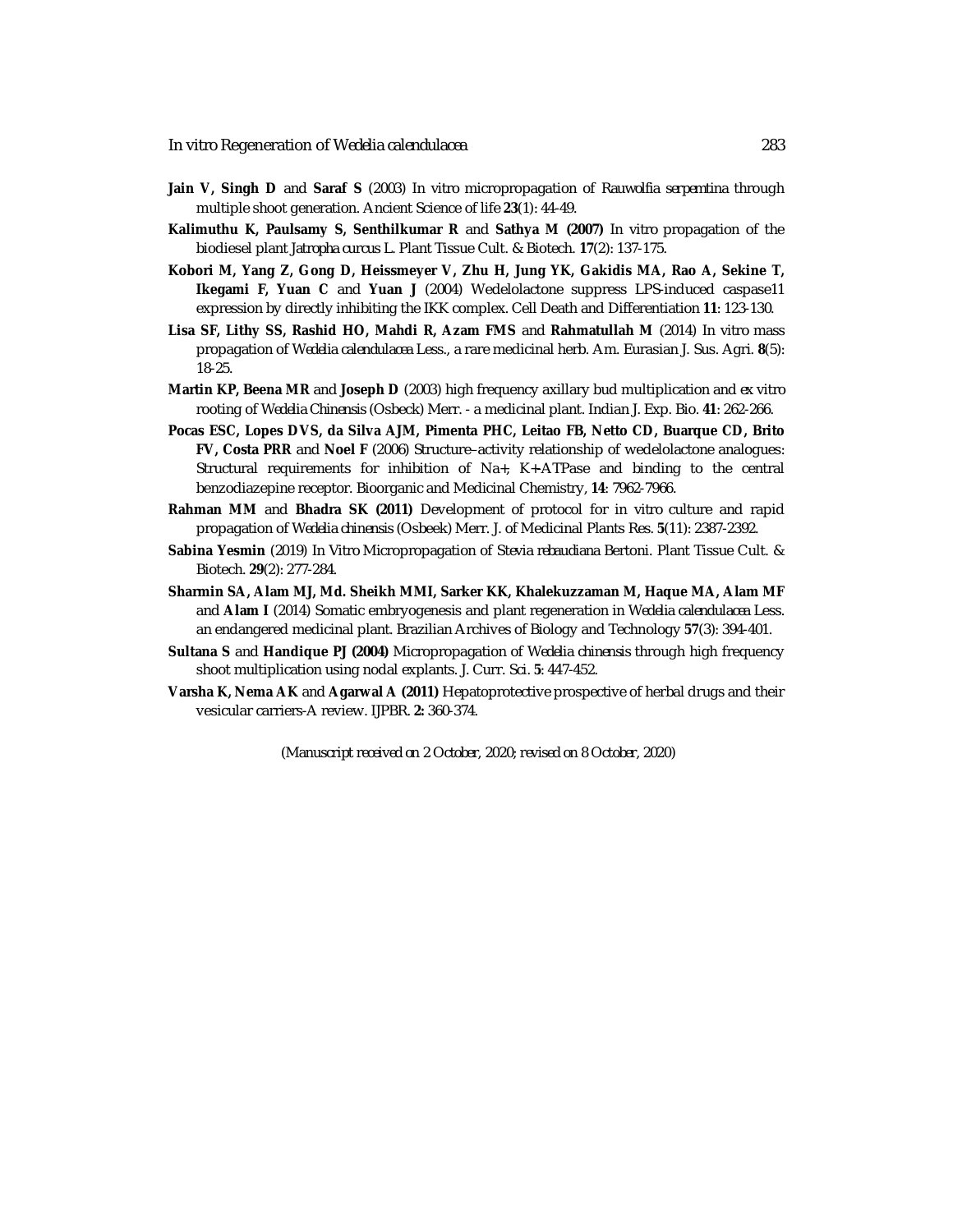**Jain V, Singh D** and **Saraf S** (2003) In vitro micropropagation of *Rauwolfia serpemtina* through multiple shoot generation. Ancient Science of life **23**(1): 44-49.

**Kalimuthu K, Paulsamy S, Senthilkumar R** and **Sathya M (2007)** In vitro propagation of the biodiesel plant *Jatropha curcus* L. Plant Tissue Cult. & Biotech. **17**(2): 137-175.

**Kobori M, Yang Z, Gong D, Heissmeyer V, Zhu H, Jung YK, Gakidis MA, Rao A, Sekine T, Ikegami F, Yuan C** and **Yuan J** (2004) Wedelolactone suppress LPS-induced caspase11 expression by directly inhibiting the IKK complex. Cell Death and Differentiation **11**: 123-130.

**Lisa SF, Lithy SS, Rashid HO, Mahdi R, Azam FMS** and **Rahmatullah M** (2014) In vitro mass propagation of *Wedelia calendulacea* Less., a rare medicinal herb. Am. Eurasian J. Sus. Agri. **8**(5): 18-25.

**Martin KP, Beena MR** and **Joseph D** (2003) high frequency axillary bud multiplication and *ex vitro* rooting of *Wedelia Chinensis* (Osbeck) Merr. - a medicinal plant. Indian J. Exp. Bio. **41**: 262-266.

**Pocas ESC, Lopes DVS, da Silva AJM, Pimenta PHC, Leitao FB, Netto CD, Buarque CD, Brito FV, Costa PRR** and **Noel F** (2006) Structure–activity relationship of wedelolactone analogues: Structural requirements for inhibition of Na+, K+-ATPase and binding to the central benzodiazepine receptor. Bioorganic and Medicinal Chemistry, **14**: 7962-7966.

**Rahman MM** and **Bhadra SK (2011)** Development of protocol for in vitro culture and rapid propagation of *Wedelia chinensis* (Osbeek) Merr. J. of Medicinal Plants Res. **5**(11): 2387-2392.

**Sabina Yesmin** (2019) In Vitro Micropropagation of *Stevia rebaudiana* Bertoni. Plant Tissue Cult. & Biotech. **29**(2): 277-284.

**Sharmin SA, Alam MJ, Md. Sheikh MMI, Sarker KK, Khalekuzzaman M, Haque MA, Alam MF** and **Alam I** (2014) Somatic embryogenesis and plant regeneration in *Wedelia calendulacea* Less. an endangered medicinal plant. Brazilian Archives of Biology and Technology **57**(3): 394-401.

**Sultana S** and **Handique PJ (2004)** Micropropagation of *Wedelia chinensis* through high frequency shoot multiplication using nodal explants. J. Curr. Sci. **5**: 447-452.

**Varsha K, Nema AK** and **Agarwal A (2011)** Hepatoprotective prospective of herbal drugs and their vesicular carriers-A review. IJPBR. **2:** 360-374.

*(Manuscript received on 2 October, 2020; revised on 8 October, 2020)*